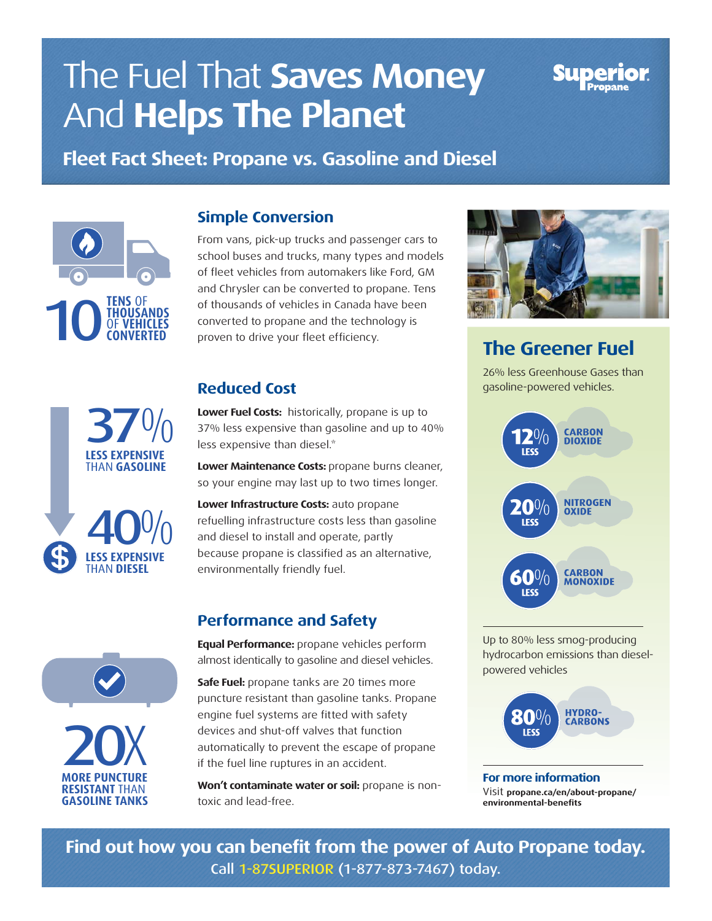# The Fuel That **Saves Money** And **Helps The Planet**

Superior Propane

## Fleet Fact Sheet: Propane vs. Gasoline and Diesel

**10** TENS OF THOUSANDS OF VEHICLES CONVERTED

### Simple Conversion

From vans, pick-up trucks and passenger cars to school buses and trucks, many types and models of fleet vehicles from automakers like Ford, GM and Chrysler can be converted to propane. Tens of thousands of vehicles in Canada have been converted to propane and the technology is proven to drive your fleet efficiency.

**37%** LESS EXPENSIVE THAN GASOLINE

**40%** LESS EXPENSIVE THAN DIESEL

### Reduced Cost

**Lower Fuel Costs:** historically, propane is up to 37% less expensive than gasoline and up to 40% less expensive than diesel.*

**Lower Maintenance Costs:** propane burns cleaner, so your engine may last up to two times longer.

**Lower Infrastructure Costs:** auto propane refuelling infrastructure costs less than gasoline and diesel to install and operate, partly because propane is classified as an alternative, environmentally friendly fuel.

**20X** MORE PUNCTURE RESISTANT THAN GASOLINE TANKS

### Performance and Safety

**Equal Performance:** propane vehicles perform almost identically to gasoline and diesel vehicles.

**Safe Fuel:** propane tanks are 20 times more puncture resistant than gasoline tanks. Propane engine fuel systems are fitted with safety devices and shut-off valves that function automatically to prevent the escape of propane if the fuel line ruptures in an accident.

**Won't contaminate water or soil:** propane is non-toxic and lead-free.

### The Greener Fuel

26% less Greenhouse Gases than gasoline-powered vehicles.

- **12%** LESS — CARBON DIOXIDE
- **20%** LESS — NITROGEN OXIDE
- **60%** LESS — CARBON MONOXIDE

Up to 80% less smog-producing hydrocarbon emissions than diesel-powered vehicles

- **80%** LESS — HYDRO-CARBONS

**For more information**

Visit **propane.ca/en/about-propane/environmental-benefits**

**Find out how you can benefit from the power of Auto Propane today.**

Call 1-87SUPERIOR (1-877-873-7467) today.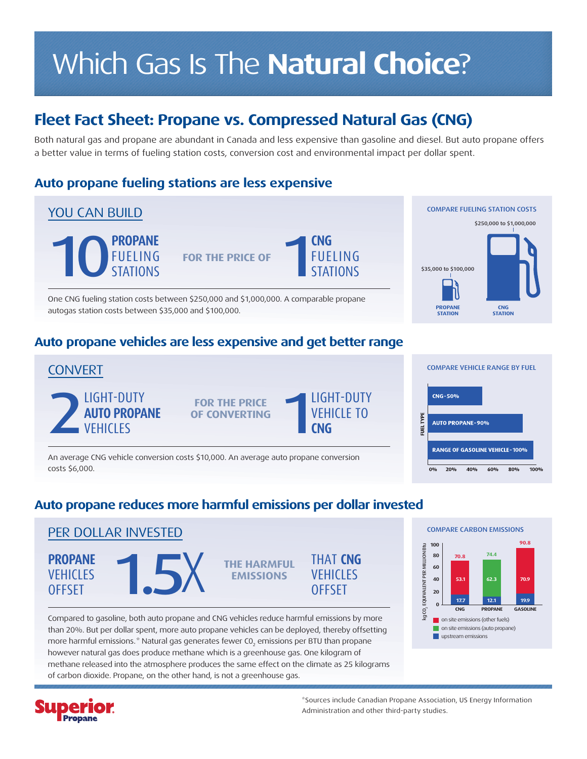# Which Gas Is The **Natural Choice**?

## Fleet Fact Sheet: Propane vs. Compressed Natural Gas (CNG)

Both natural gas and propane are abundant in Canada and less expensive than gasoline and diesel. But auto propane offers a better value in terms of fueling station costs, conversion cost and environmental impact per dollar spent.

### Auto propane fueling stations are less expensive

YOU CAN BUILD

**10** **PROPANE** FUELING STATIONS **FOR THE PRICE OF** **1** **CNG** FUELING STATIONS

One CNG fueling station costs between $250,000 and $1,000,000. A comparable propane autogas station costs between $35,000 and $100,000.

COMPARE FUELING STATION COSTS

$250,000 to $1,000,000

$35,000 to $100,000

PROPANE STATION

CNG STATION

### Auto propane vehicles are less expensive and get better range

CONVERT

**2** LIGHT-DUTY **AUTO PROPANE** VEHICLES **FOR THE PRICE OF CONVERTING** **1** LIGHT-DUTY VEHICLE TO **CNG**

An average CNG vehicle conversion costs $10,000. An average auto propane conversion costs $6,000.

COMPARE VEHICLE RANGE BY FUEL

FUEL TYPE

CNG - 50%

AUTO PROPANE - 90%

RANGE OF GASOLINE VEHICLE - 100%

0% 20% 40% 60% 80% 100%

### Auto propane reduces more harmful emissions per dollar invested

PER DOLLAR INVESTED

**PROPANE** VEHICLES OFFSET **1.5X** **THE HARMFUL EMISSIONS** THAT **CNG** VEHICLES OFFSET

Compared to gasoline, both auto propane and CNG vehicles reduce harmful emissions by more than 20%. But per dollar spent, more auto propane vehicles can be deployed, thereby offsetting more harmful emissions.* Natural gas generates fewer $CO_2$ emissions per BTU than propane however natural gas does produce methane which is a greenhouse gas. One kilogram of methane released into the atmosphere produces the same effect on the climate as 25 kilograms of carbon dioxide. Propane, on the other hand, is not a greenhouse gas.

COMPARE CARBON EMISSIONS

kg $CO_2$ EQUIVALENT PER MILLION Btu

0 20 40 60 80 100

CNG: 70.8, 53.1, 17.7

PROPANE: 74.4, 62.3, 12.1

GASOLINE: 90.8, 70.9, 19.9

on site emissions (other fuels)

on site emissions (auto propane)

upstream emissions

Superior Propane

*Sources include Canadian Propane Association, US Energy Information Administration and other third-party studies.